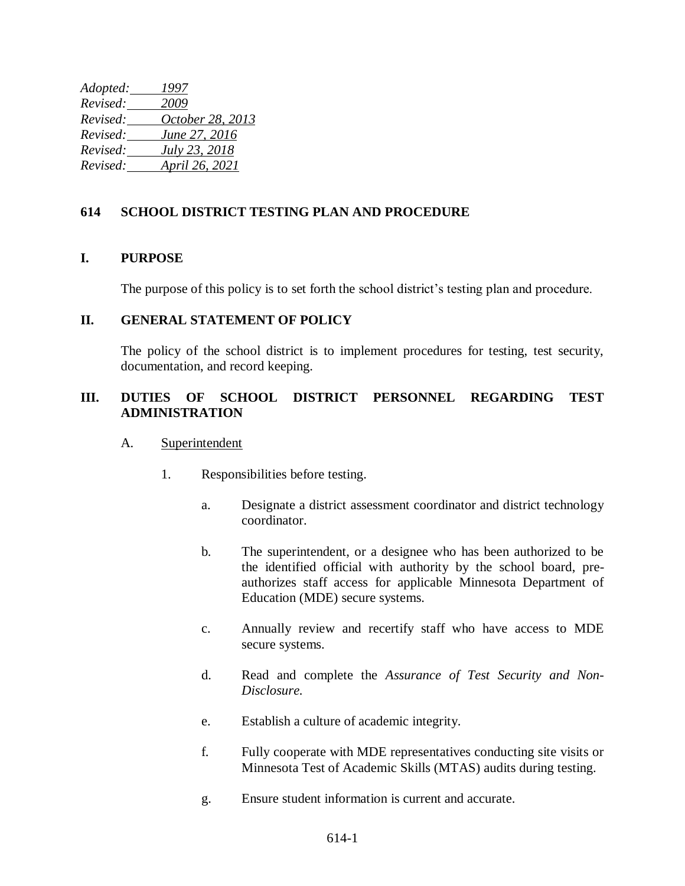*Adopted: 1997*
*Revised: 2009*
*Revised: October 28, 2013*
*Revised: June 27, 2016*
*Revised: July 23, 2018*
*Revised: April 26, 2021*

# 614 SCHOOL DISTRICT TESTING PLAN AND PROCEDURE

## I. PURPOSE

The purpose of this policy is to set forth the school district's testing plan and procedure.

## II. GENERAL STATEMENT OF POLICY

The policy of the school district is to implement procedures for testing, test security, documentation, and record keeping.

## III. DUTIES OF SCHOOL DISTRICT PERSONNEL REGARDING TEST ADMINISTRATION

A. Superintendent

1. Responsibilities before testing.

   a. Designate a district assessment coordinator and district technology coordinator.

   b. The superintendent, or a designee who has been authorized to be the identified official with authority by the school board, pre-authorizes staff access for applicable Minnesota Department of Education (MDE) secure systems.

   c. Annually review and recertify staff who have access to MDE secure systems.

   d. Read and complete the *Assurance of Test Security and Non-Disclosure.*

   e. Establish a culture of academic integrity.

   f. Fully cooperate with MDE representatives conducting site visits or Minnesota Test of Academic Skills (MTAS) audits during testing.

   g. Ensure student information is current and accurate.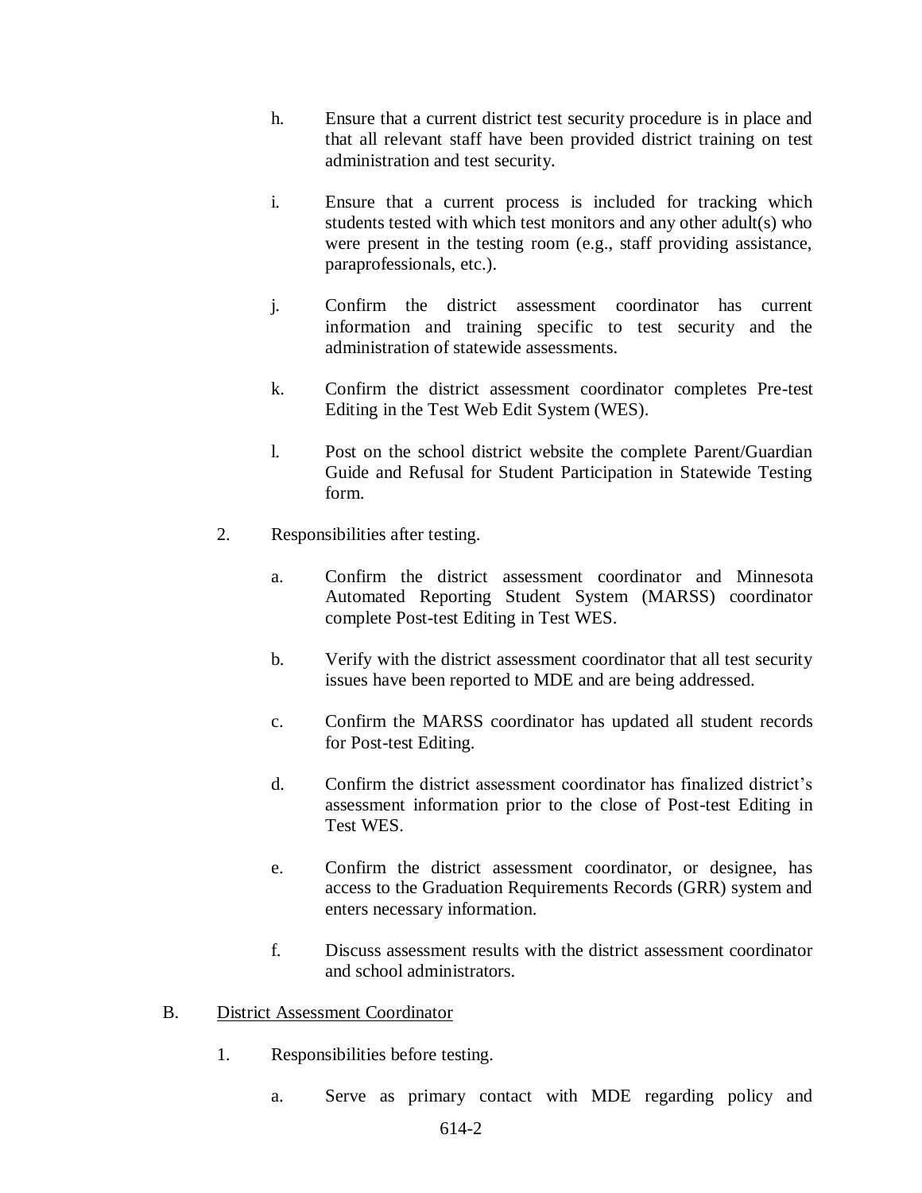h. Ensure that a current district test security procedure is in place and that all relevant staff have been provided district training on test administration and test security.

i. Ensure that a current process is included for tracking which students tested with which test monitors and any other adult(s) who were present in the testing room (e.g., staff providing assistance, paraprofessionals, etc.).

j. Confirm the district assessment coordinator has current information and training specific to test security and the administration of statewide assessments.

k. Confirm the district assessment coordinator completes Pre-test Editing in the Test Web Edit System (WES).

l. Post on the school district website the complete Parent/Guardian Guide and Refusal for Student Participation in Statewide Testing form.

2. Responsibilities after testing.

a. Confirm the district assessment coordinator and Minnesota Automated Reporting Student System (MARSS) coordinator complete Post-test Editing in Test WES.

b. Verify with the district assessment coordinator that all test security issues have been reported to MDE and are being addressed.

c. Confirm the MARSS coordinator has updated all student records for Post-test Editing.

d. Confirm the district assessment coordinator has finalized district's assessment information prior to the close of Post-test Editing in Test WES.

e. Confirm the district assessment coordinator, or designee, has access to the Graduation Requirements Records (GRR) system and enters necessary information.

f. Discuss assessment results with the district assessment coordinator and school administrators.

B. <u>District Assessment Coordinator</u>

1. Responsibilities before testing.

a. Serve as primary contact with MDE regarding policy and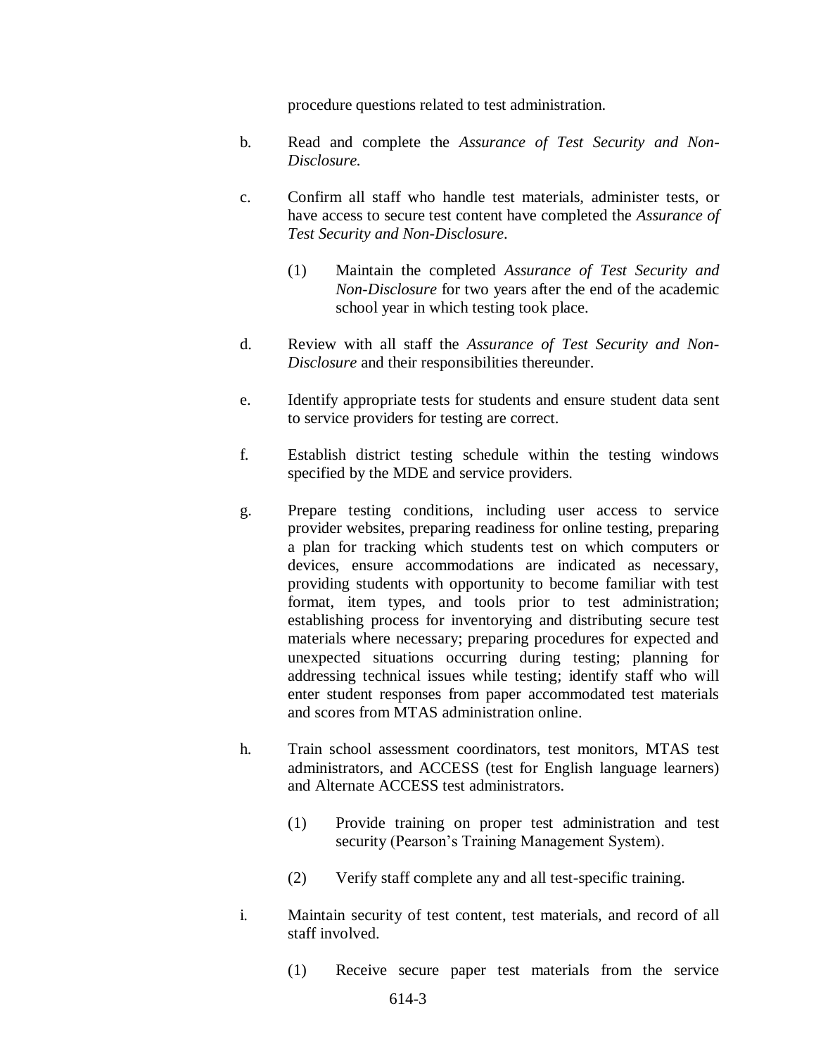procedure questions related to test administration.

b. Read and complete the *Assurance of Test Security and Non-Disclosure.*

c. Confirm all staff who handle test materials, administer tests, or have access to secure test content have completed the *Assurance of Test Security and Non-Disclosure*.

   (1) Maintain the completed *Assurance of Test Security and Non-Disclosure* for two years after the end of the academic school year in which testing took place.

d. Review with all staff the *Assurance of Test Security and Non-Disclosure* and their responsibilities thereunder.

e. Identify appropriate tests for students and ensure student data sent to service providers for testing are correct.

f. Establish district testing schedule within the testing windows specified by the MDE and service providers.

g. Prepare testing conditions, including user access to service provider websites, preparing readiness for online testing, preparing a plan for tracking which students test on which computers or devices, ensure accommodations are indicated as necessary, providing students with opportunity to become familiar with test format, item types, and tools prior to test administration; establishing process for inventorying and distributing secure test materials where necessary; preparing procedures for expected and unexpected situations occurring during testing; planning for addressing technical issues while testing; identify staff who will enter student responses from paper accommodated test materials and scores from MTAS administration online.

h. Train school assessment coordinators, test monitors, MTAS test administrators, and ACCESS (test for English language learners) and Alternate ACCESS test administrators.

   (1) Provide training on proper test administration and test security (Pearson's Training Management System).

   (2) Verify staff complete any and all test-specific training.

i. Maintain security of test content, test materials, and record of all staff involved.

   (1) Receive secure paper test materials from the service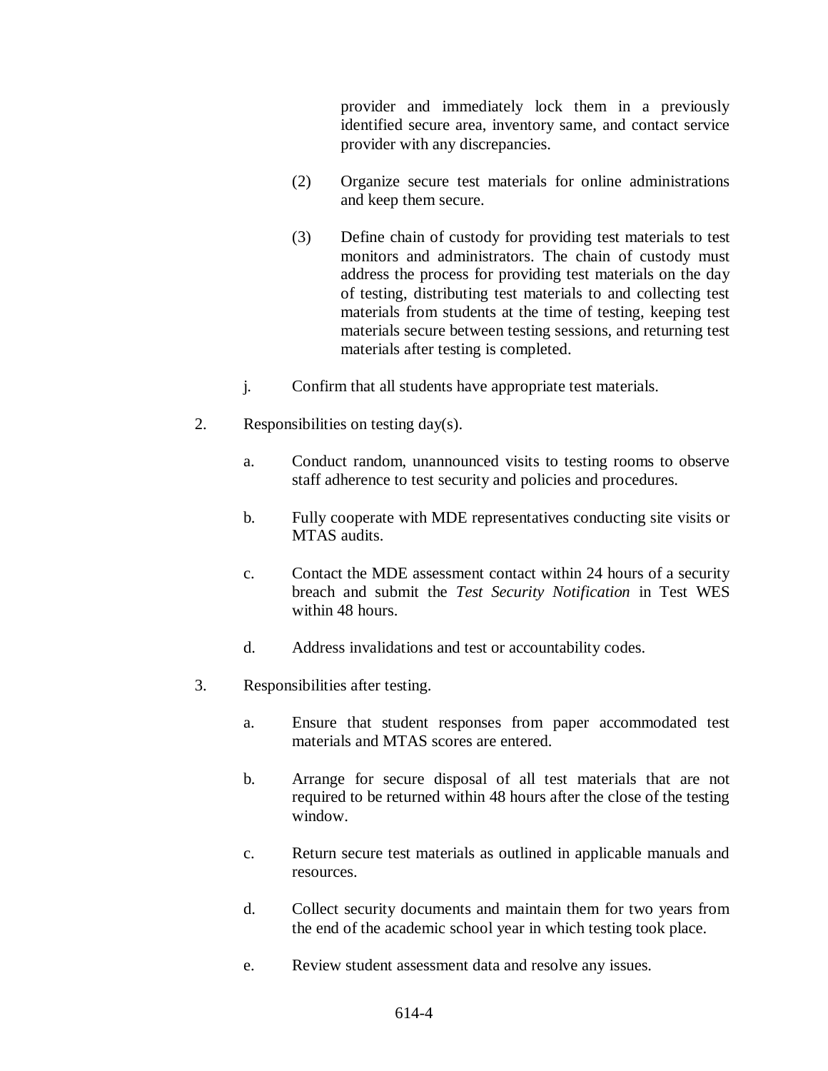provider and immediately lock them in a previously identified secure area, inventory same, and contact service provider with any discrepancies.

(2) Organize secure test materials for online administrations and keep them secure.

(3) Define chain of custody for providing test materials to test monitors and administrators. The chain of custody must address the process for providing test materials on the day of testing, distributing test materials to and collecting test materials from students at the time of testing, keeping test materials secure between testing sessions, and returning test materials after testing is completed.

j. Confirm that all students have appropriate test materials.

2. Responsibilities on testing day(s).

   a. Conduct random, unannounced visits to testing rooms to observe staff adherence to test security and policies and procedures.

   b. Fully cooperate with MDE representatives conducting site visits or MTAS audits.

   c. Contact the MDE assessment contact within 24 hours of a security breach and submit the *Test Security Notification* in Test WES within 48 hours.

   d. Address invalidations and test or accountability codes.

3. Responsibilities after testing.

   a. Ensure that student responses from paper accommodated test materials and MTAS scores are entered.

   b. Arrange for secure disposal of all test materials that are not required to be returned within 48 hours after the close of the testing window.

   c. Return secure test materials as outlined in applicable manuals and resources.

   d. Collect security documents and maintain them for two years from the end of the academic school year in which testing took place.

   e. Review student assessment data and resolve any issues.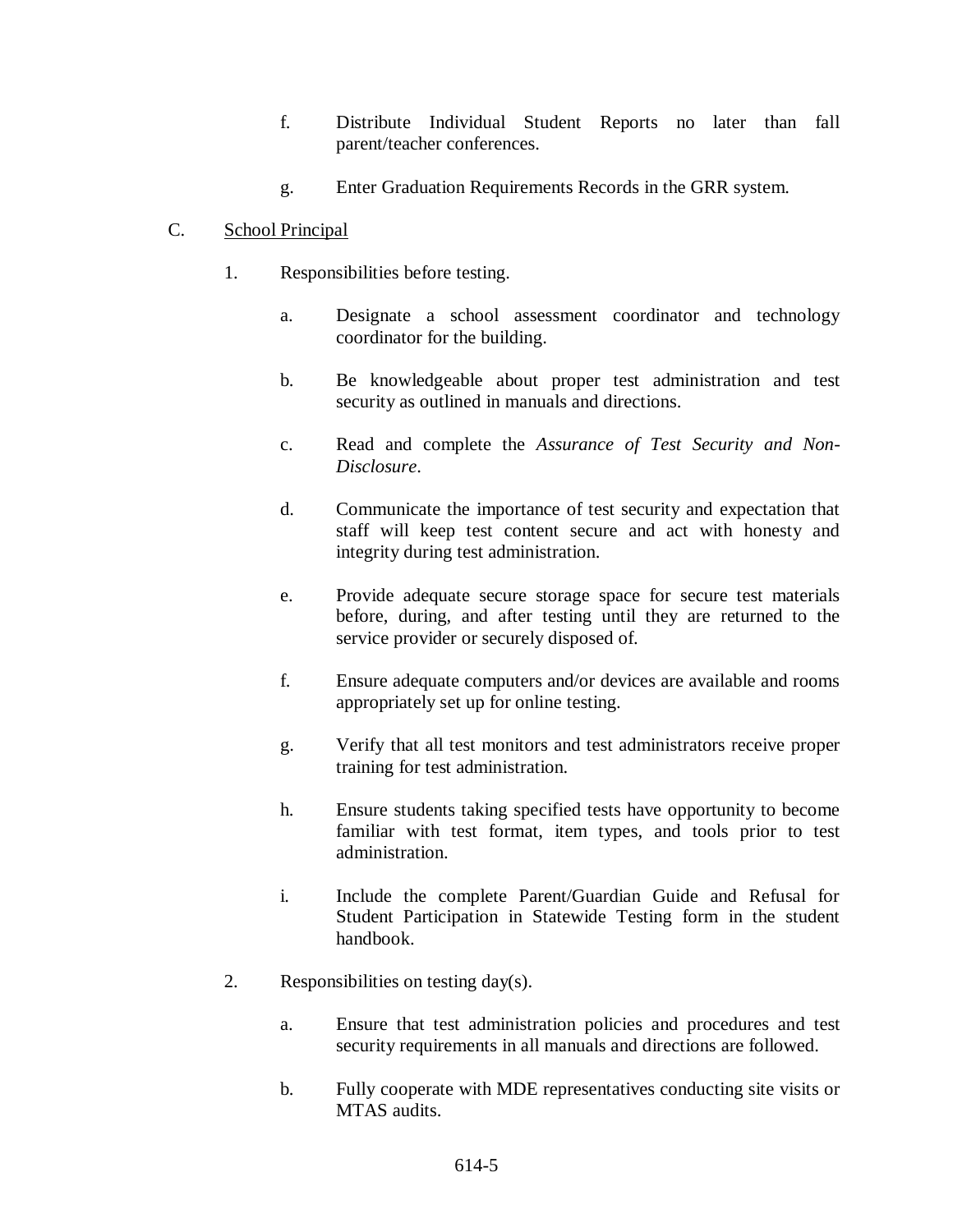f. Distribute Individual Student Reports no later than fall parent/teacher conferences.

g. Enter Graduation Requirements Records in the GRR system.

C. <u>School Principal</u>

1. Responsibilities before testing.

   a. Designate a school assessment coordinator and technology coordinator for the building.

   b. Be knowledgeable about proper test administration and test security as outlined in manuals and directions.

   c. Read and complete the *Assurance of Test Security and Non-Disclosure*.

   d. Communicate the importance of test security and expectation that staff will keep test content secure and act with honesty and integrity during test administration.

   e. Provide adequate secure storage space for secure test materials before, during, and after testing until they are returned to the service provider or securely disposed of.

   f. Ensure adequate computers and/or devices are available and rooms appropriately set up for online testing.

   g. Verify that all test monitors and test administrators receive proper training for test administration.

   h. Ensure students taking specified tests have opportunity to become familiar with test format, item types, and tools prior to test administration.

   i. Include the complete Parent/Guardian Guide and Refusal for Student Participation in Statewide Testing form in the student handbook.

2. Responsibilities on testing day(s).

   a. Ensure that test administration policies and procedures and test security requirements in all manuals and directions are followed.

   b. Fully cooperate with MDE representatives conducting site visits or MTAS audits.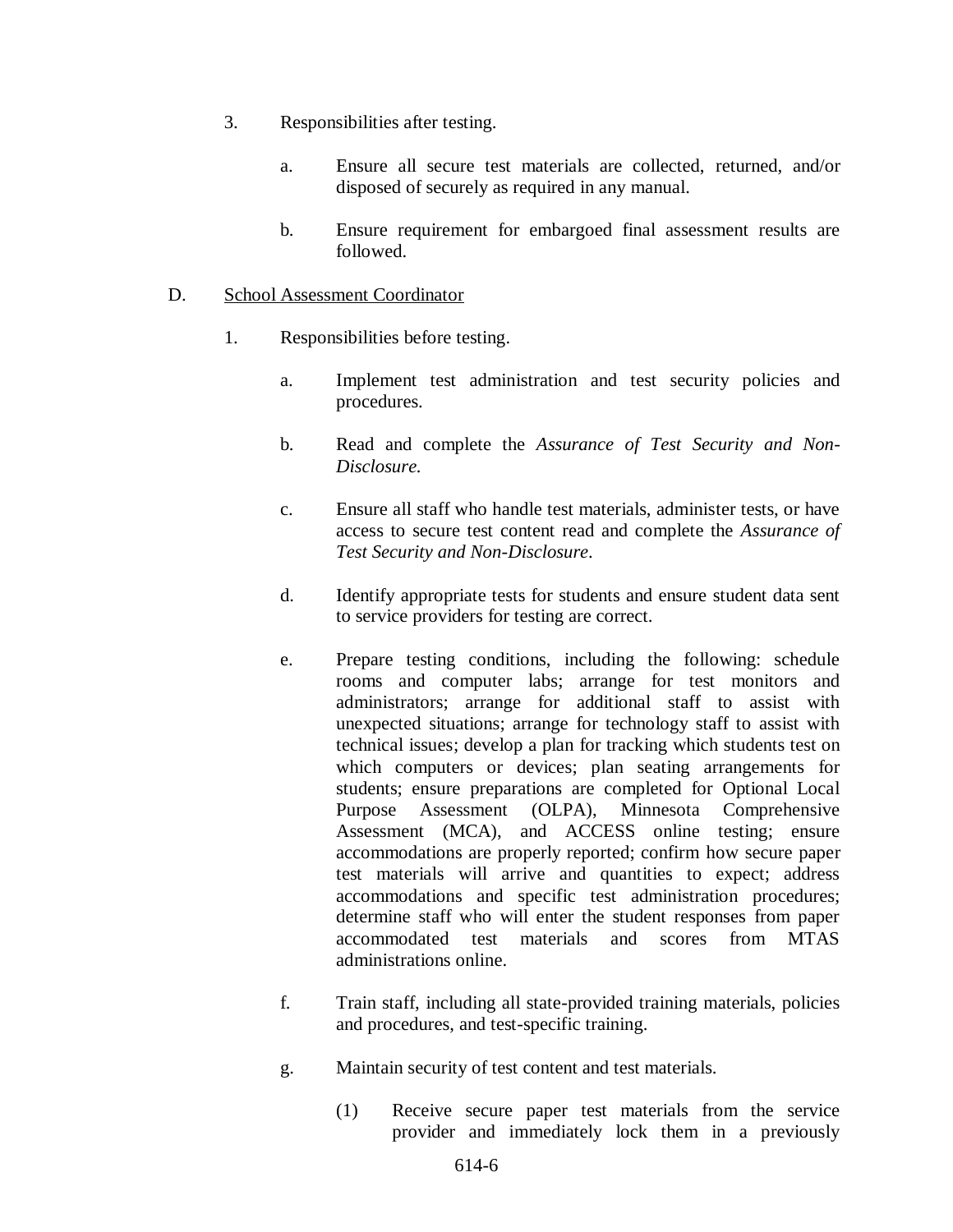3. Responsibilities after testing.

   a. Ensure all secure test materials are collected, returned, and/or disposed of securely as required in any manual.

   b. Ensure requirement for embargoed final assessment results are followed.

D. <u>School Assessment Coordinator</u>

1. Responsibilities before testing.

   a. Implement test administration and test security policies and procedures.

   b. Read and complete the *Assurance of Test Security and Non-Disclosure.*

   c. Ensure all staff who handle test materials, administer tests, or have access to secure test content read and complete the *Assurance of Test Security and Non-Disclosure*.

   d. Identify appropriate tests for students and ensure student data sent to service providers for testing are correct.

   e. Prepare testing conditions, including the following: schedule rooms and computer labs; arrange for test monitors and administrators; arrange for additional staff to assist with unexpected situations; arrange for technology staff to assist with technical issues; develop a plan for tracking which students test on which computers or devices; plan seating arrangements for students; ensure preparations are completed for Optional Local Purpose Assessment (OLPA), Minnesota Comprehensive Assessment (MCA), and ACCESS online testing; ensure accommodations are properly reported; confirm how secure paper test materials will arrive and quantities to expect; address accommodations and specific test administration procedures; determine staff who will enter the student responses from paper accommodated test materials and scores from MTAS administrations online.

   f. Train staff, including all state-provided training materials, policies and procedures, and test-specific training.

   g. Maintain security of test content and test materials.

      (1) Receive secure paper test materials from the service provider and immediately lock them in a previously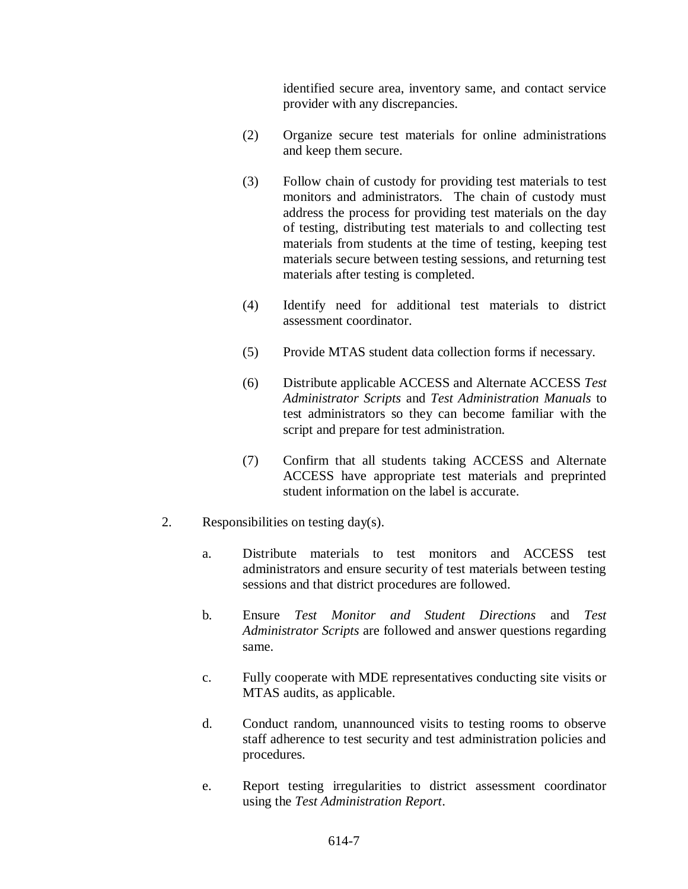identified secure area, inventory same, and contact service provider with any discrepancies.

(2) Organize secure test materials for online administrations and keep them secure.

(3) Follow chain of custody for providing test materials to test monitors and administrators. The chain of custody must address the process for providing test materials on the day of testing, distributing test materials to and collecting test materials from students at the time of testing, keeping test materials secure between testing sessions, and returning test materials after testing is completed.

(4) Identify need for additional test materials to district assessment coordinator.

(5) Provide MTAS student data collection forms if necessary.

(6) Distribute applicable ACCESS and Alternate ACCESS *Test Administrator Scripts* and *Test Administration Manuals* to test administrators so they can become familiar with the script and prepare for test administration.

(7) Confirm that all students taking ACCESS and Alternate ACCESS have appropriate test materials and preprinted student information on the label is accurate.

2. Responsibilities on testing day(s).

a. Distribute materials to test monitors and ACCESS test administrators and ensure security of test materials between testing sessions and that district procedures are followed.

b. Ensure *Test Monitor and Student Directions* and *Test Administrator Scripts* are followed and answer questions regarding same.

c. Fully cooperate with MDE representatives conducting site visits or MTAS audits, as applicable.

d. Conduct random, unannounced visits to testing rooms to observe staff adherence to test security and test administration policies and procedures.

e. Report testing irregularities to district assessment coordinator using the *Test Administration Report*.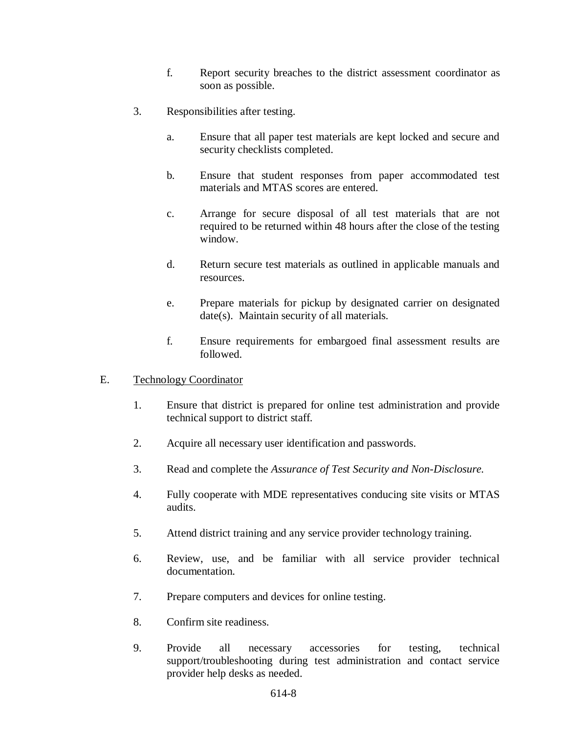f. Report security breaches to the district assessment coordinator as soon as possible.

3. Responsibilities after testing.

   a. Ensure that all paper test materials are kept locked and secure and security checklists completed.

   b. Ensure that student responses from paper accommodated test materials and MTAS scores are entered.

   c. Arrange for secure disposal of all test materials that are not required to be returned within 48 hours after the close of the testing window.

   d. Return secure test materials as outlined in applicable manuals and resources.

   e. Prepare materials for pickup by designated carrier on designated date(s). Maintain security of all materials.

   f. Ensure requirements for embargoed final assessment results are followed.

E. Technology Coordinator

1. Ensure that district is prepared for online test administration and provide technical support to district staff.

2. Acquire all necessary user identification and passwords.

3. Read and complete the *Assurance of Test Security and Non-Disclosure.*

4. Fully cooperate with MDE representatives conducing site visits or MTAS audits.

5. Attend district training and any service provider technology training.

6. Review, use, and be familiar with all service provider technical documentation.

7. Prepare computers and devices for online testing.

8. Confirm site readiness.

9. Provide all necessary accessories for testing, technical support/troubleshooting during test administration and contact service provider help desks as needed.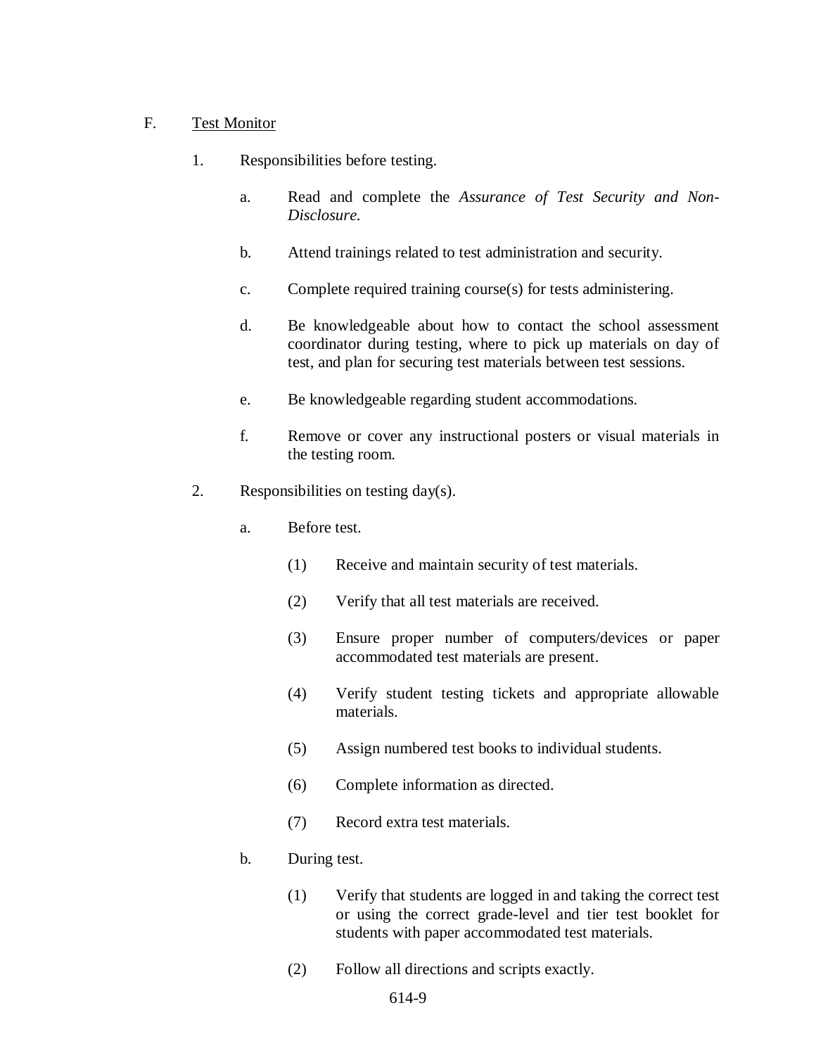F. <u>Test Monitor</u>

1. Responsibilities before testing.

   a. Read and complete the *Assurance of Test Security and Non-Disclosure.*

   b. Attend trainings related to test administration and security.

   c. Complete required training course(s) for tests administering.

   d. Be knowledgeable about how to contact the school assessment coordinator during testing, where to pick up materials on day of test, and plan for securing test materials between test sessions.

   e. Be knowledgeable regarding student accommodations.

   f. Remove or cover any instructional posters or visual materials in the testing room.

2. Responsibilities on testing day(s).

   a. Before test.

      (1) Receive and maintain security of test materials.

      (2) Verify that all test materials are received.

      (3) Ensure proper number of computers/devices or paper accommodated test materials are present.

      (4) Verify student testing tickets and appropriate allowable materials.

      (5) Assign numbered test books to individual students.

      (6) Complete information as directed.

      (7) Record extra test materials.

   b. During test.

      (1) Verify that students are logged in and taking the correct test or using the correct grade-level and tier test booklet for students with paper accommodated test materials.

      (2) Follow all directions and scripts exactly.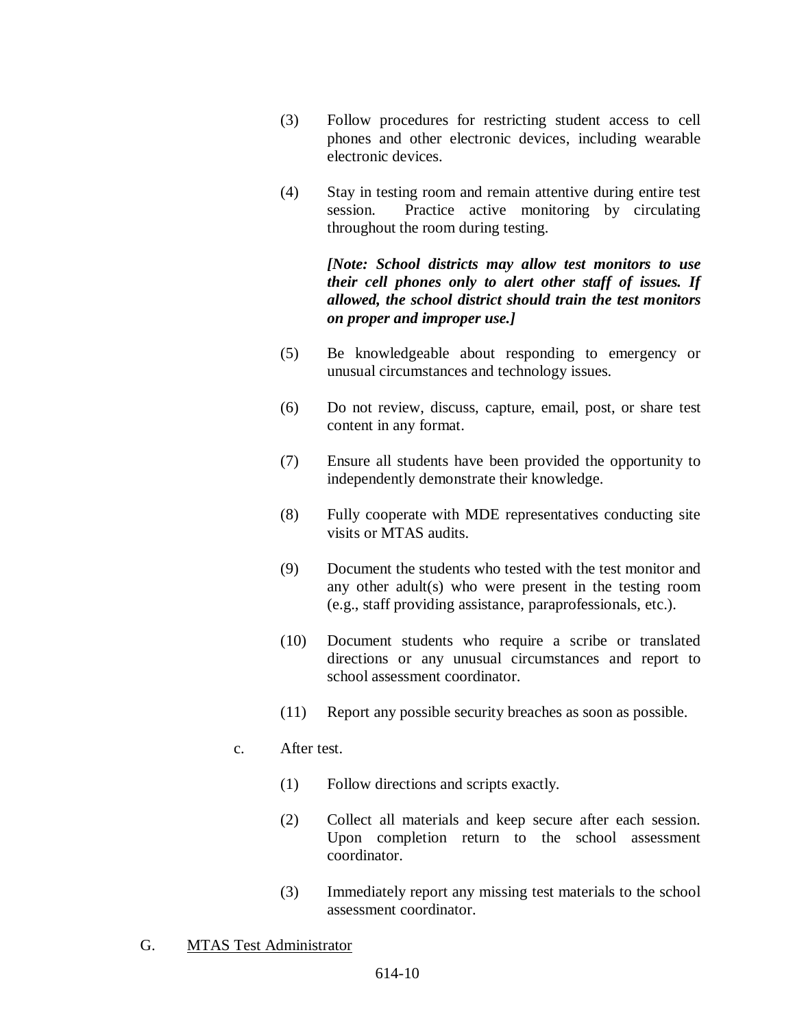(3) Follow procedures for restricting student access to cell phones and other electronic devices, including wearable electronic devices.

(4) Stay in testing room and remain attentive during entire test session. Practice active monitoring by circulating throughout the room during testing.

***[Note: School districts may allow test monitors to use their cell phones only to alert other staff of issues. If allowed, the school district should train the test monitors on proper and improper use.]***

(5) Be knowledgeable about responding to emergency or unusual circumstances and technology issues.

(6) Do not review, discuss, capture, email, post, or share test content in any format.

(7) Ensure all students have been provided the opportunity to independently demonstrate their knowledge.

(8) Fully cooperate with MDE representatives conducting site visits or MTAS audits.

(9) Document the students who tested with the test monitor and any other adult(s) who were present in the testing room (e.g., staff providing assistance, paraprofessionals, etc.).

(10) Document students who require a scribe or translated directions or any unusual circumstances and report to school assessment coordinator.

(11) Report any possible security breaches as soon as possible.

c. After test.

(1) Follow directions and scripts exactly.

(2) Collect all materials and keep secure after each session. Upon completion return to the school assessment coordinator.

(3) Immediately report any missing test materials to the school assessment coordinator.

G. <u>MTAS Test Administrator</u>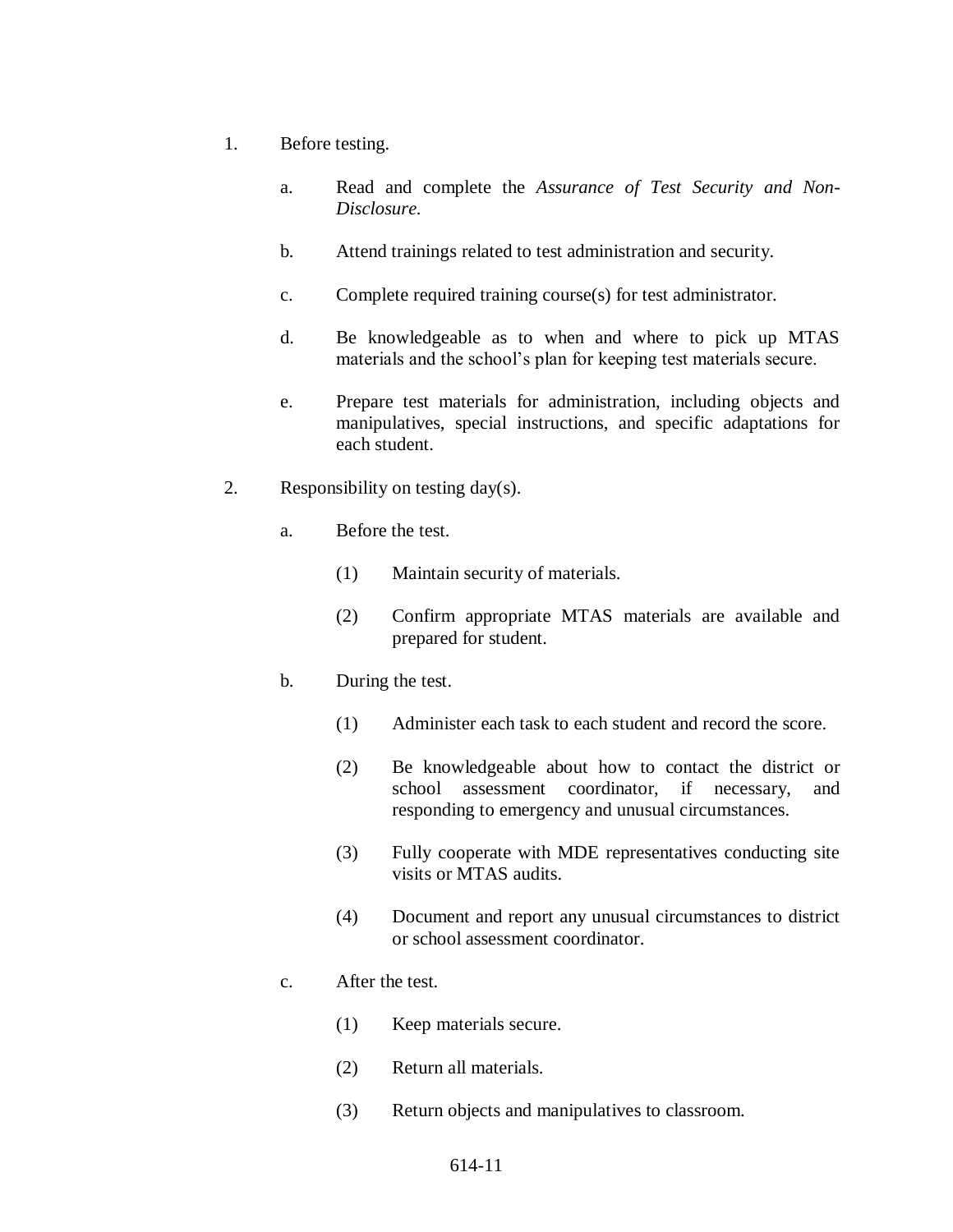1. Before testing.

   a. Read and complete the *Assurance of Test Security and Non-Disclosure.*

   b. Attend trainings related to test administration and security.

   c. Complete required training course(s) for test administrator.

   d. Be knowledgeable as to when and where to pick up MTAS materials and the school's plan for keeping test materials secure.

   e. Prepare test materials for administration, including objects and manipulatives, special instructions, and specific adaptations for each student.

2. Responsibility on testing day(s).

   a. Before the test.

      (1) Maintain security of materials.

      (2) Confirm appropriate MTAS materials are available and prepared for student.

   b. During the test.

      (1) Administer each task to each student and record the score.

      (2) Be knowledgeable about how to contact the district or school assessment coordinator, if necessary, and responding to emergency and unusual circumstances.

      (3) Fully cooperate with MDE representatives conducting site visits or MTAS audits.

      (4) Document and report any unusual circumstances to district or school assessment coordinator.

   c. After the test.

      (1) Keep materials secure.

      (2) Return all materials.

      (3) Return objects and manipulatives to classroom.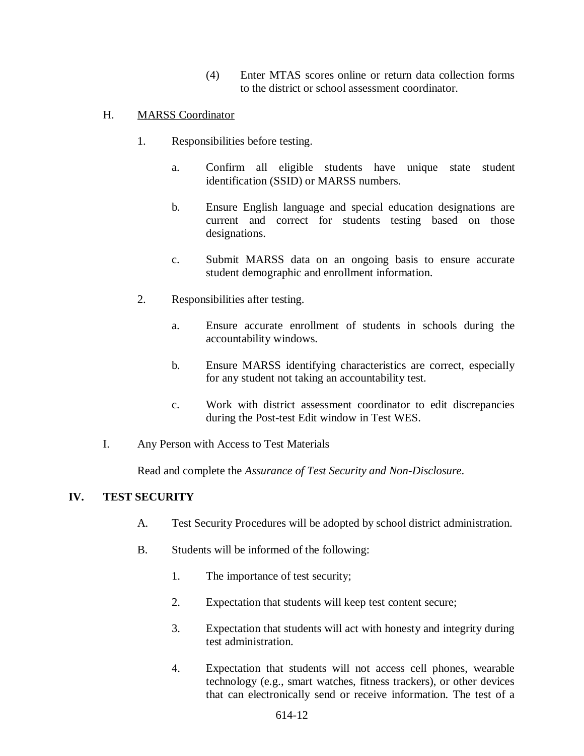(4) Enter MTAS scores online or return data collection forms to the district or school assessment coordinator.

H. <u>MARSS Coordinator</u>

1. Responsibilities before testing.

   a. Confirm all eligible students have unique state student identification (SSID) or MARSS numbers.

   b. Ensure English language and special education designations are current and correct for students testing based on those designations.

   c. Submit MARSS data on an ongoing basis to ensure accurate student demographic and enrollment information.

2. Responsibilities after testing.

   a. Ensure accurate enrollment of students in schools during the accountability windows.

   b. Ensure MARSS identifying characteristics are correct, especially for any student not taking an accountability test.

   c. Work with district assessment coordinator to edit discrepancies during the Post-test Edit window in Test WES.

I. Any Person with Access to Test Materials

Read and complete the *Assurance of Test Security and Non-Disclosure*.

## IV. TEST SECURITY

A. Test Security Procedures will be adopted by school district administration.

B. Students will be informed of the following:

1. The importance of test security;

2. Expectation that students will keep test content secure;

3. Expectation that students will act with honesty and integrity during test administration.

4. Expectation that students will not access cell phones, wearable technology (e.g., smart watches, fitness trackers), or other devices that can electronically send or receive information. The test of a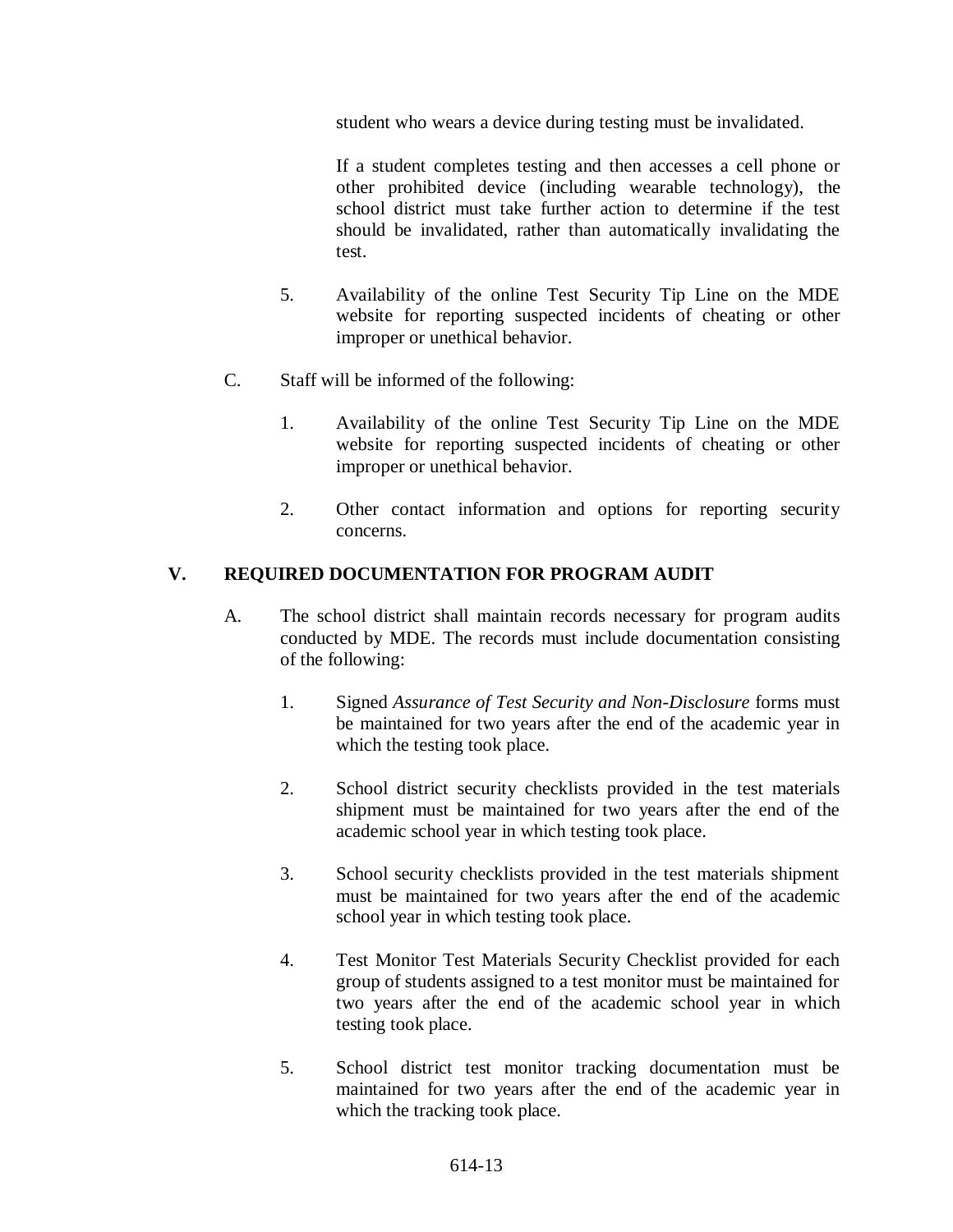student who wears a device during testing must be invalidated.

If a student completes testing and then accesses a cell phone or other prohibited device (including wearable technology), the school district must take further action to determine if the test should be invalidated, rather than automatically invalidating the test.

5. Availability of the online Test Security Tip Line on the MDE website for reporting suspected incidents of cheating or other improper or unethical behavior.

C. Staff will be informed of the following:

1. Availability of the online Test Security Tip Line on the MDE website for reporting suspected incidents of cheating or other improper or unethical behavior.

2. Other contact information and options for reporting security concerns.

## V. REQUIRED DOCUMENTATION FOR PROGRAM AUDIT

A. The school district shall maintain records necessary for program audits conducted by MDE. The records must include documentation consisting of the following:

1. Signed *Assurance of Test Security and Non-Disclosure* forms must be maintained for two years after the end of the academic year in which the testing took place.

2. School district security checklists provided in the test materials shipment must be maintained for two years after the end of the academic school year in which testing took place.

3. School security checklists provided in the test materials shipment must be maintained for two years after the end of the academic school year in which testing took place.

4. Test Monitor Test Materials Security Checklist provided for each group of students assigned to a test monitor must be maintained for two years after the end of the academic school year in which testing took place.

5. School district test monitor tracking documentation must be maintained for two years after the end of the academic year in which the tracking took place.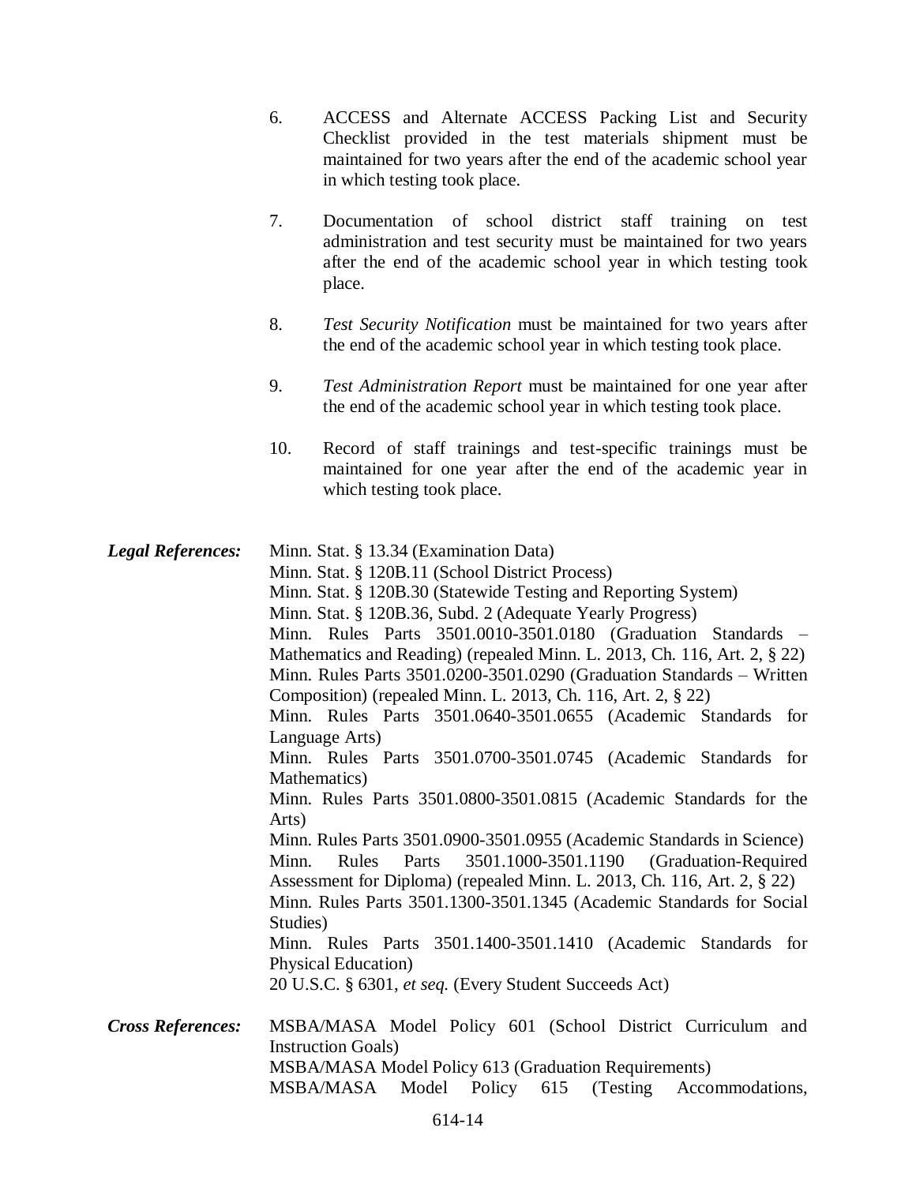6. ACCESS and Alternate ACCESS Packing List and Security Checklist provided in the test materials shipment must be maintained for two years after the end of the academic school year in which testing took place.

7. Documentation of school district staff training on test administration and test security must be maintained for two years after the end of the academic school year in which testing took place.

8. *Test Security Notification* must be maintained for two years after the end of the academic school year in which testing took place.

9. *Test Administration Report* must be maintained for one year after the end of the academic school year in which testing took place.

10. Record of staff trainings and test-specific trainings must be maintained for one year after the end of the academic year in which testing took place.

***Legal References:***

Minn. Stat. § 13.34 (Examination Data)
Minn. Stat. § 120B.11 (School District Process)
Minn. Stat. § 120B.30 (Statewide Testing and Reporting System)
Minn. Stat. § 120B.36, Subd. 2 (Adequate Yearly Progress)
Minn. Rules Parts 3501.0010-3501.0180 (Graduation Standards – Mathematics and Reading) (repealed Minn. L. 2013, Ch. 116, Art. 2, § 22)
Minn. Rules Parts 3501.0200-3501.0290 (Graduation Standards – Written Composition) (repealed Minn. L. 2013, Ch. 116, Art. 2, § 22)
Minn. Rules Parts 3501.0640-3501.0655 (Academic Standards for Language Arts)
Minn. Rules Parts 3501.0700-3501.0745 (Academic Standards for Mathematics)
Minn. Rules Parts 3501.0800-3501.0815 (Academic Standards for the Arts)
Minn. Rules Parts 3501.0900-3501.0955 (Academic Standards in Science)
Minn. Rules Parts 3501.1000-3501.1190 (Graduation-Required Assessment for Diploma) (repealed Minn. L. 2013, Ch. 116, Art. 2, § 22)
Minn. Rules Parts 3501.1300-3501.1345 (Academic Standards for Social Studies)
Minn. Rules Parts 3501.1400-3501.1410 (Academic Standards for Physical Education)
20 U.S.C. § 6301, *et seq.* (Every Student Succeeds Act)

***Cross References:***

MSBA/MASA Model Policy 601 (School District Curriculum and Instruction Goals)
MSBA/MASA Model Policy 613 (Graduation Requirements)
MSBA/MASA Model Policy 615 (Testing Accommodations,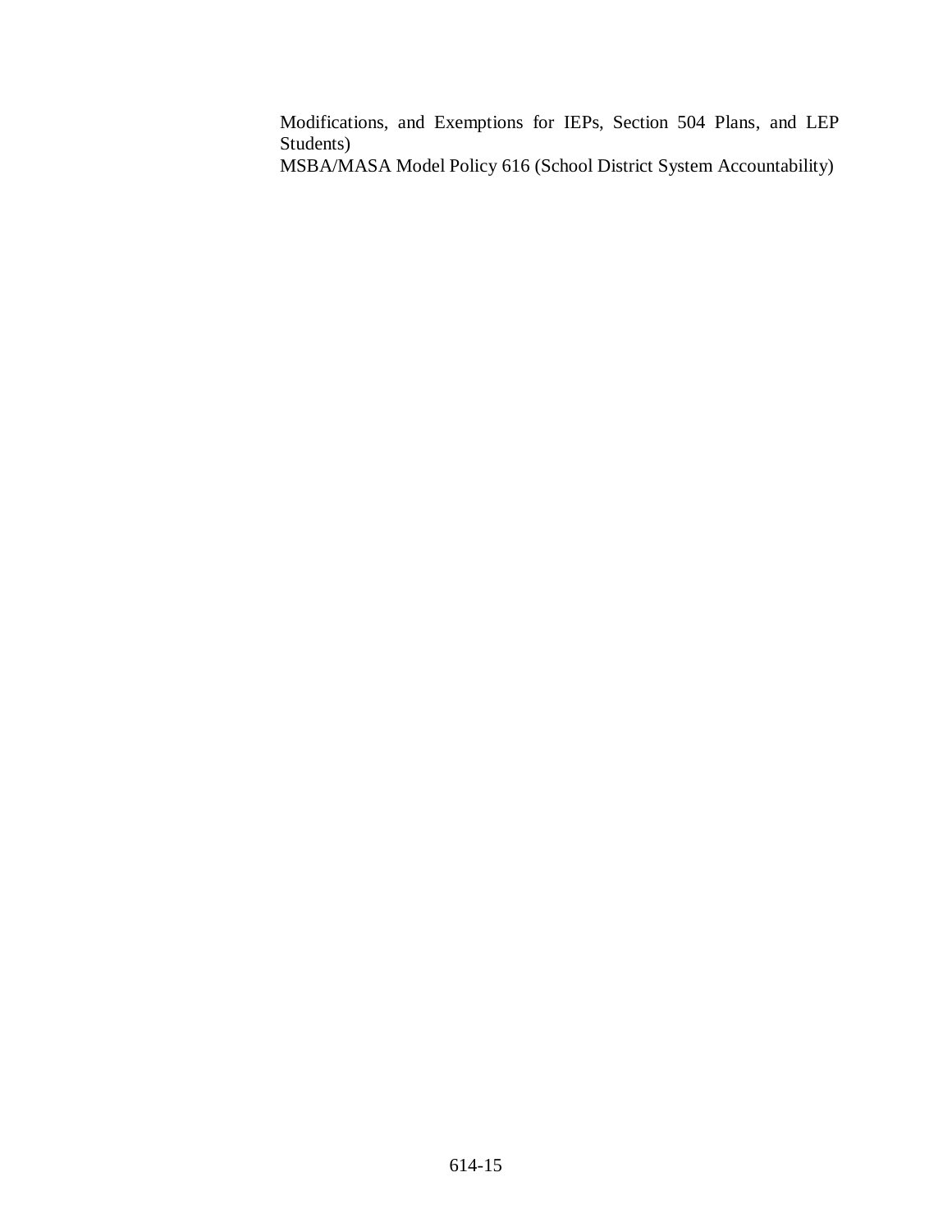Modifications, and Exemptions for IEPs, Section 504 Plans, and LEP Students)
MSBA/MASA Model Policy 616 (School District System Accountability)